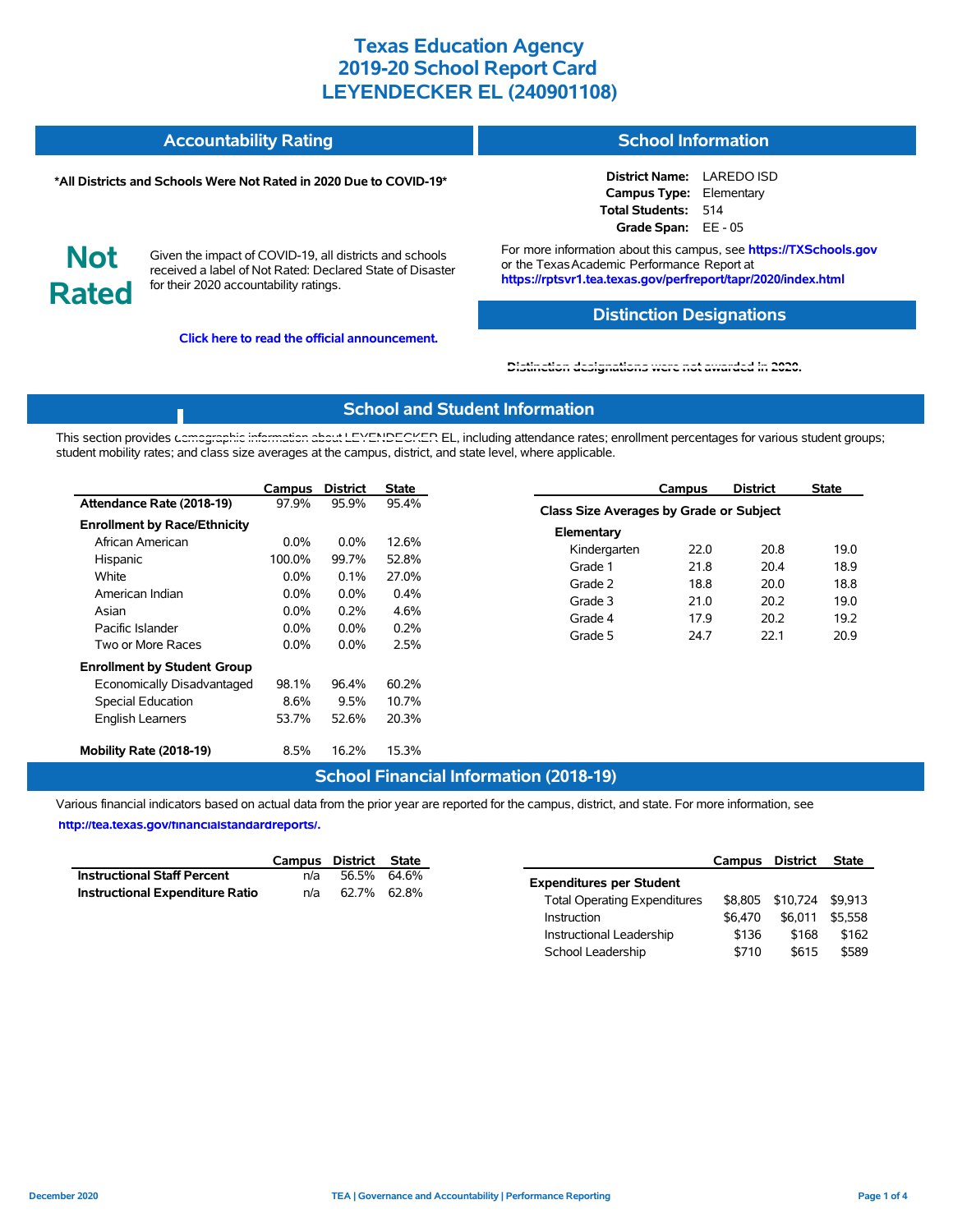# Texas Education Agency
# 2019-20 School Report Card
# LEYENDECKER EL (240901108)

## Accountability Rating

**\*All Districts and Schools Were Not Rated in 2020 Due to COVID-19\***

**Not Rated**

Given the impact of COVID-19, all districts and schools received a label of Not Rated: Declared State of Disaster for their 2020 accountability ratings.

**Click here to read the official announcement.**

## School Information

**District Name:** LAREDO ISD
**Campus Type:** Elementary
**Total Students:** 514
**Grade Span:** EE - 05

For more information about this campus, see **https://TXSchools.gov** or the Texas Academic Performance Report at **https://rptsvr1.tea.texas.gov/perfreport/tapr/2020/index.html**

## Distinction Designations

Distinction designations were not awarded in 2020.

## School and Student Information

This section provides demographic information about LEYENDECKER EL, including attendance rates; enrollment percentages for various student groups; student mobility rates; and class size averages at the campus, district, and state level, where applicable.

| | Campus | District | State |
|---|---|---|---|
| **Attendance Rate (2018-19)** | 97.9% | 95.9% | 95.4% |
| **Enrollment by Race/Ethnicity** | | | |
| African American | 0.0% | 0.0% | 12.6% |
| Hispanic | 100.0% | 99.7% | 52.8% |
| White | 0.0% | 0.1% | 27.0% |
| American Indian | 0.0% | 0.0% | 0.4% |
| Asian | 0.0% | 0.2% | 4.6% |
| Pacific Islander | 0.0% | 0.0% | 0.2% |
| Two or More Races | 0.0% | 0.0% | 2.5% |
| **Enrollment by Student Group** | | | |
| Economically Disadvantaged | 98.1% | 96.4% | 60.2% |
| Special Education | 8.6% | 9.5% | 10.7% |
| English Learners | 53.7% | 52.6% | 20.3% |
| **Mobility Rate (2018-19)** | 8.5% | 16.2% | 15.3% |

| | Campus | District | State |
|---|---|---|---|
| **Class Size Averages by Grade or Subject** | | | |
| **Elementary** | | | |
| Kindergarten | 22.0 | 20.8 | 19.0 |
| Grade 1 | 21.8 | 20.4 | 18.9 |
| Grade 2 | 18.8 | 20.0 | 18.8 |
| Grade 3 | 21.0 | 20.2 | 19.0 |
| Grade 4 | 17.9 | 20.2 | 19.2 |
| Grade 5 | 24.7 | 22.1 | 20.9 |

## School Financial Information (2018-19)

Various financial indicators based on actual data from the prior year are reported for the campus, district, and state. For more information, see **http://tea.texas.gov/financialstandardreports/.**

| | Campus | District | State |
|---|---|---|---|
| **Instructional Staff Percent** | n/a | 56.5% | 64.6% |
| **Instructional Expenditure Ratio** | n/a | 62.7% | 62.8% |

| | Campus | District | State |
|---|---|---|---|
| **Expenditures per Student** | | | |
| Total Operating Expenditures | $8,805 | $10,724 | $9,913 |
| Instruction | $6,470 | $6,011 | $5,558 |
| Instructional Leadership | $136 | $168 | $162 |
| School Leadership | $710 | $615 | $589 |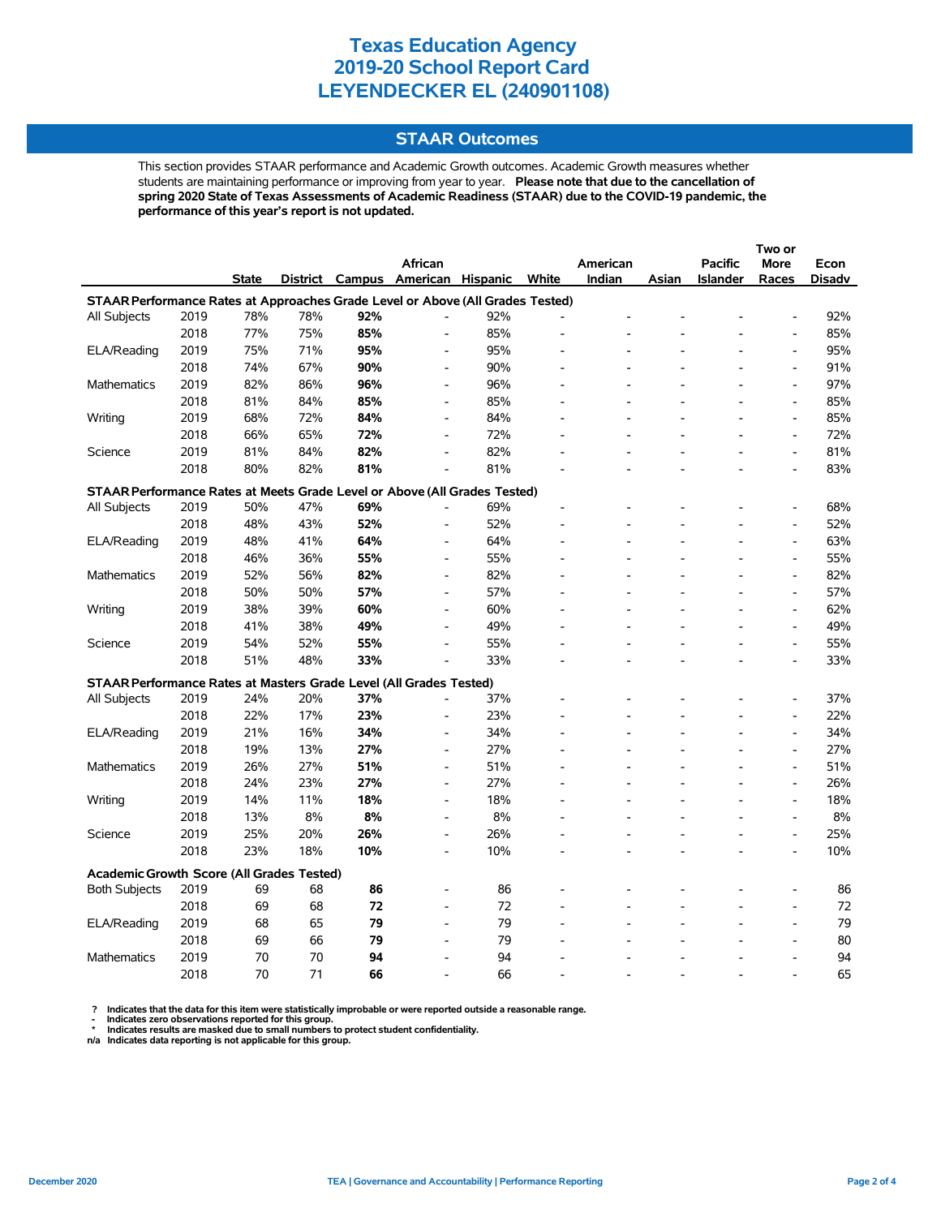# Texas Education Agency
# 2019-20 School Report Card
# LEYENDECKER EL (240901108)

## STAAR Outcomes

This section provides STAAR performance and Academic Growth outcomes. Academic Growth measures whether students are maintaining performance or improving from year to year. **Please note that due to the cancellation of spring 2020 State of Texas Assessments of Academic Readiness (STAAR) due to the COVID-19 pandemic, the performance of this year's report is not updated.**

| | | State | District | Campus | African American | Hispanic | White | American Indian | Asian | Pacific Islander | Two or More Races | Econ Disadv |
|---|---|---|---|---|---|---|---|---|---|---|---|---|
| **STAAR Performance Rates at Approaches Grade Level or Above (All Grades Tested)** | | | | | | | | | | | | |
| All Subjects | 2019 | 78% | 78% | **92%** | - | 92% | - | - | - | - | - | 92% |
| | 2018 | 77% | 75% | **85%** | - | 85% | - | - | - | - | - | 85% |
| ELA/Reading | 2019 | 75% | 71% | **95%** | - | 95% | - | - | - | - | - | 95% |
| | 2018 | 74% | 67% | **90%** | - | 90% | - | - | - | - | - | 91% |
| Mathematics | 2019 | 82% | 86% | **96%** | - | 96% | - | - | - | - | - | 97% |
| | 2018 | 81% | 84% | **85%** | - | 85% | - | - | - | - | - | 85% |
| Writing | 2019 | 68% | 72% | **84%** | - | 84% | - | - | - | - | - | 85% |
| | 2018 | 66% | 65% | **72%** | - | 72% | - | - | - | - | - | 72% |
| Science | 2019 | 81% | 84% | **82%** | - | 82% | - | - | - | - | - | 81% |
| | 2018 | 80% | 82% | **81%** | - | 81% | - | - | - | - | - | 83% |
| **STAAR Performance Rates at Meets Grade Level or Above (All Grades Tested)** | | | | | | | | | | | | |
| All Subjects | 2019 | 50% | 47% | **69%** | - | 69% | - | - | - | - | - | 68% |
| | 2018 | 48% | 43% | **52%** | - | 52% | - | - | - | - | - | 52% |
| ELA/Reading | 2019 | 48% | 41% | **64%** | - | 64% | - | - | - | - | - | 63% |
| | 2018 | 46% | 36% | **55%** | - | 55% | - | - | - | - | - | 55% |
| Mathematics | 2019 | 52% | 56% | **82%** | - | 82% | - | - | - | - | - | 82% |
| | 2018 | 50% | 50% | **57%** | - | 57% | - | - | - | - | - | 57% |
| Writing | 2019 | 38% | 39% | **60%** | - | 60% | - | - | - | - | - | 62% |
| | 2018 | 41% | 38% | **49%** | - | 49% | - | - | - | - | - | 49% |
| Science | 2019 | 54% | 52% | **55%** | - | 55% | - | - | - | - | - | 55% |
| | 2018 | 51% | 48% | **33%** | - | 33% | - | - | - | - | - | 33% |
| **STAAR Performance Rates at Masters Grade Level (All Grades Tested)** | | | | | | | | | | | | |
| All Subjects | 2019 | 24% | 20% | **37%** | - | 37% | - | - | - | - | - | 37% |
| | 2018 | 22% | 17% | **23%** | - | 23% | - | - | - | - | - | 22% |
| ELA/Reading | 2019 | 21% | 16% | **34%** | - | 34% | - | - | - | - | - | 34% |
| | 2018 | 19% | 13% | **27%** | - | 27% | - | - | - | - | - | 27% |
| Mathematics | 2019 | 26% | 27% | **51%** | - | 51% | - | - | - | - | - | 51% |
| | 2018 | 24% | 23% | **27%** | - | 27% | - | - | - | - | - | 26% |
| Writing | 2019 | 14% | 11% | **18%** | - | 18% | - | - | - | - | - | 18% |
| | 2018 | 13% | 8% | **8%** | - | 8% | - | - | - | - | - | 8% |
| Science | 2019 | 25% | 20% | **26%** | - | 26% | - | - | - | - | - | 25% |
| | 2018 | 23% | 18% | **10%** | - | 10% | - | - | - | - | - | 10% |
| **Academic Growth Score (All Grades Tested)** | | | | | | | | | | | | |
| Both Subjects | 2019 | 69 | 68 | **86** | - | 86 | - | - | - | - | - | 86 |
| | 2018 | 69 | 68 | **72** | - | 72 | - | - | - | - | - | 72 |
| ELA/Reading | 2019 | 68 | 65 | **79** | - | 79 | - | - | - | - | - | 79 |
| | 2018 | 69 | 66 | **79** | - | 79 | - | - | - | - | - | 80 |
| Mathematics | 2019 | 70 | 70 | **94** | - | 94 | - | - | - | - | - | 94 |
| | 2018 | 70 | 71 | **66** | - | 66 | - | - | - | - | - | 65 |

**?** Indicates that the data for this item were statistically improbable or were reported outside a reasonable range.
**-** Indicates zero observations reported for this group.
**\*** Indicates results are masked due to small numbers to protect student confidentiality.
**n/a** Indicates data reporting is not applicable for this group.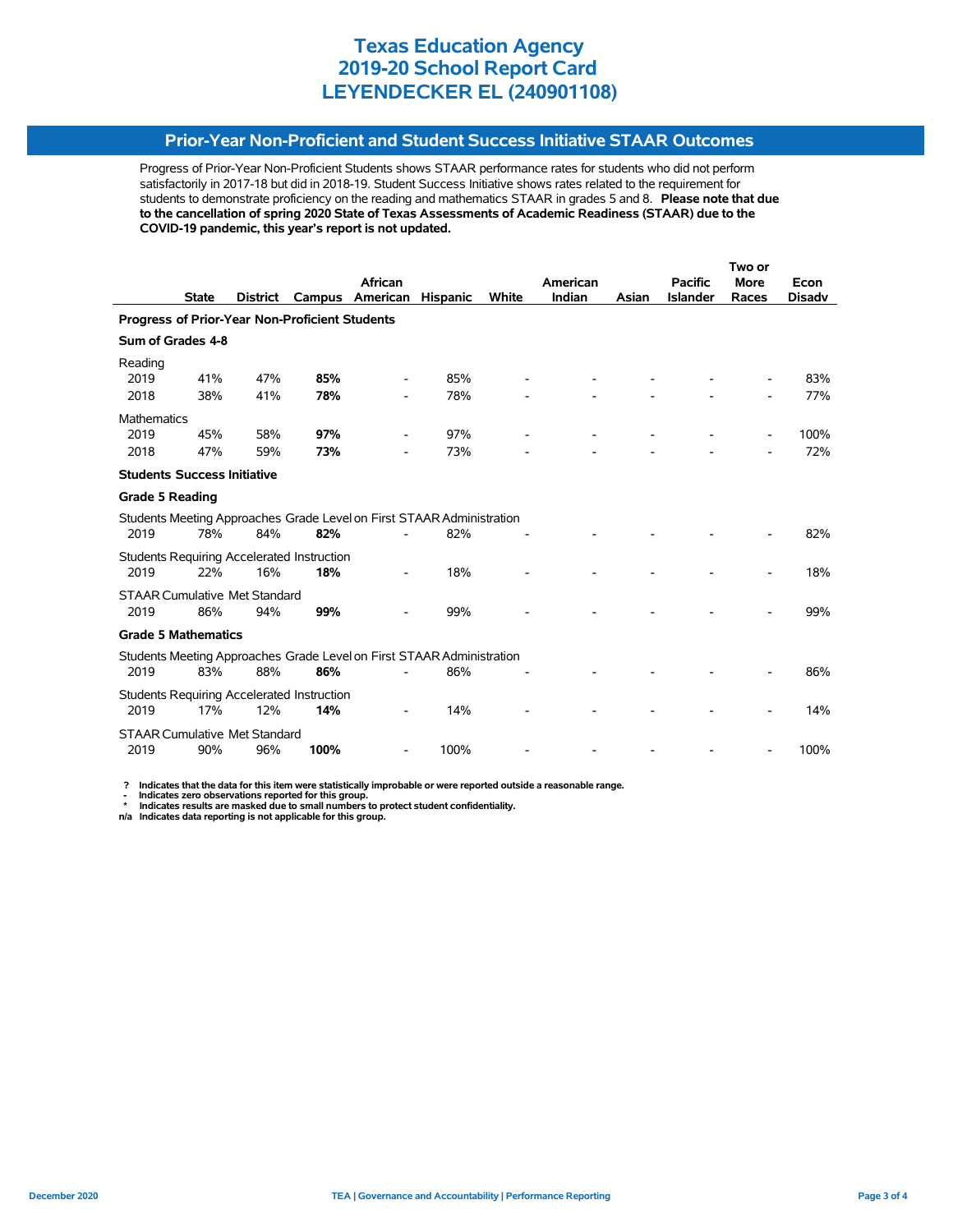# Texas Education Agency
# 2019-20 School Report Card
# LEYENDECKER EL (240901108)

## Prior-Year Non-Proficient and Student Success Initiative STAAR Outcomes

Progress of Prior-Year Non-Proficient Students shows STAAR performance rates for students who did not perform satisfactorily in 2017-18 but did in 2018-19. Student Success Initiative shows rates related to the requirement for students to demonstrate proficiency on the reading and mathematics STAAR in grades 5 and 8. **Please note that due to the cancellation of spring 2020 State of Texas Assessments of Academic Readiness (STAAR) due to the COVID-19 pandemic, this year's report is not updated.**

| | State | District | Campus | African American | Hispanic | White | American Indian | Asian | Pacific Islander | Two or More Races | Econ Disadv |
|---|---|---|---|---|---|---|---|---|---|---|---|
| **Progress of Prior-Year Non-Proficient Students** | | | | | | | | | | | |
| **Sum of Grades 4-8** | | | | | | | | | | | |
| Reading | | | | | | | | | | | |
| 2019 | 41% | 47% | **85%** | - | 85% | - | - | - | - | - | 83% |
| 2018 | 38% | 41% | **78%** | - | 78% | - | - | - | - | - | 77% |
| Mathematics | | | | | | | | | | | |
| 2019 | 45% | 58% | **97%** | - | 97% | - | - | - | - | - | 100% |
| 2018 | 47% | 59% | **73%** | - | 73% | - | - | - | - | - | 72% |
| **Students Success Initiative** | | | | | | | | | | | |
| **Grade 5 Reading** | | | | | | | | | | | |
| Students Meeting Approaches Grade Level on First STAAR Administration | | | | | | | | | | | |
| 2019 | 78% | 84% | **82%** | - | 82% | - | - | - | - | - | 82% |
| Students Requiring Accelerated Instruction | | | | | | | | | | | |
| 2019 | 22% | 16% | **18%** | - | 18% | - | - | - | - | - | 18% |
| STAAR Cumulative Met Standard | | | | | | | | | | | |
| 2019 | 86% | 94% | **99%** | - | 99% | - | - | - | - | - | 99% |
| **Grade 5 Mathematics** | | | | | | | | | | | |
| Students Meeting Approaches Grade Level on First STAAR Administration | | | | | | | | | | | |
| 2019 | 83% | 88% | **86%** | - | 86% | - | - | - | - | - | 86% |
| Students Requiring Accelerated Instruction | | | | | | | | | | | |
| 2019 | 17% | 12% | **14%** | - | 14% | - | - | - | - | - | 14% |
| STAAR Cumulative Met Standard | | | | | | | | | | | |
| 2019 | 90% | 96% | **100%** | - | 100% | - | - | - | - | - | 100% |

**?** Indicates that the data for this item were statistically improbable or were reported outside a reasonable range.
**-** Indicates zero observations reported for this group.
**\*** Indicates results are masked due to small numbers to protect student confidentiality.
**n/a** Indicates data reporting is not applicable for this group.